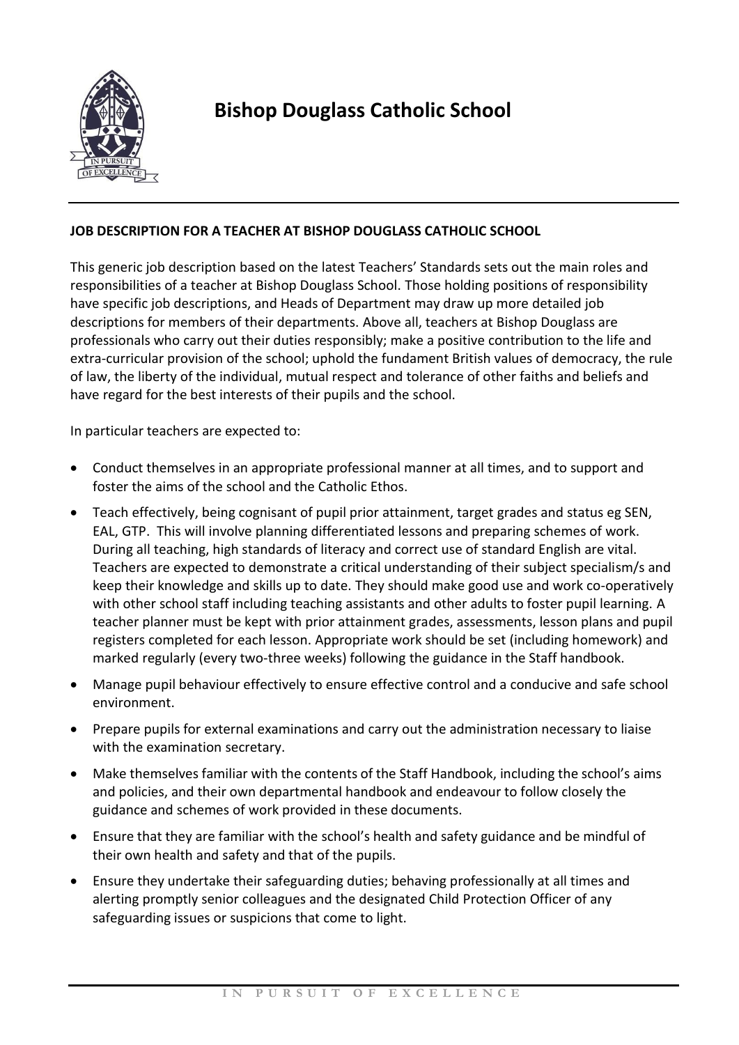# Bishop Douglass Catholic School

**JOB DESCRIPTION FOR A TEACHER AT BISHOP DOUGLASS CATHOLIC SCHOOL**

This generic job description based on the latest Teachers' Standards sets out the main roles and responsibilities of a teacher at Bishop Douglass School. Those holding positions of responsibility have specific job descriptions, and Heads of Department may draw up more detailed job descriptions for members of their departments. Above all, teachers at Bishop Douglass are professionals who carry out their duties responsibly; make a positive contribution to the life and extra-curricular provision of the school; uphold the fundament British values of democracy, the rule of law, the liberty of the individual, mutual respect and tolerance of other faiths and beliefs and have regard for the best interests of their pupils and the school.

In particular teachers are expected to:

- Conduct themselves in an appropriate professional manner at all times, and to support and foster the aims of the school and the Catholic Ethos.
- Teach effectively, being cognisant of pupil prior attainment, target grades and status eg SEN, EAL, GTP. This will involve planning differentiated lessons and preparing schemes of work. During all teaching, high standards of literacy and correct use of standard English are vital. Teachers are expected to demonstrate a critical understanding of their subject specialism/s and keep their knowledge and skills up to date. They should make good use and work co-operatively with other school staff including teaching assistants and other adults to foster pupil learning. A teacher planner must be kept with prior attainment grades, assessments, lesson plans and pupil registers completed for each lesson. Appropriate work should be set (including homework) and marked regularly (every two-three weeks) following the guidance in the Staff handbook.
- Manage pupil behaviour effectively to ensure effective control and a conducive and safe school environment.
- Prepare pupils for external examinations and carry out the administration necessary to liaise with the examination secretary.
- Make themselves familiar with the contents of the Staff Handbook, including the school's aims and policies, and their own departmental handbook and endeavour to follow closely the guidance and schemes of work provided in these documents.
- Ensure that they are familiar with the school's health and safety guidance and be mindful of their own health and safety and that of the pupils.
- Ensure they undertake their safeguarding duties; behaving professionally at all times and alerting promptly senior colleagues and the designated Child Protection Officer of any safeguarding issues or suspicions that come to light.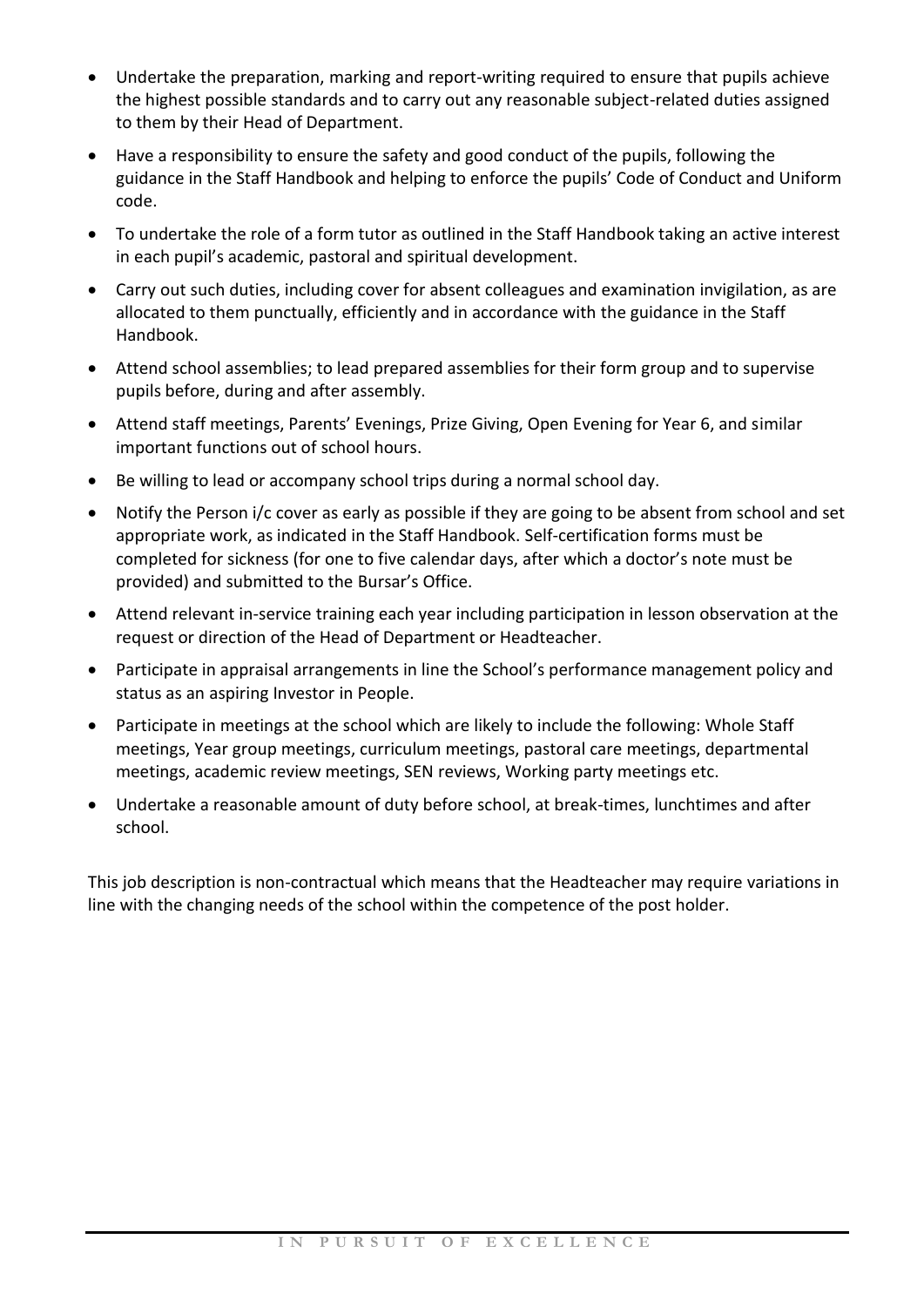- Undertake the preparation, marking and report-writing required to ensure that pupils achieve the highest possible standards and to carry out any reasonable subject-related duties assigned to them by their Head of Department.
- Have a responsibility to ensure the safety and good conduct of the pupils, following the guidance in the Staff Handbook and helping to enforce the pupils' Code of Conduct and Uniform code.
- To undertake the role of a form tutor as outlined in the Staff Handbook taking an active interest in each pupil's academic, pastoral and spiritual development.
- Carry out such duties, including cover for absent colleagues and examination invigilation, as are allocated to them punctually, efficiently and in accordance with the guidance in the Staff Handbook.
- Attend school assemblies; to lead prepared assemblies for their form group and to supervise pupils before, during and after assembly.
- Attend staff meetings, Parents' Evenings, Prize Giving, Open Evening for Year 6, and similar important functions out of school hours.
- Be willing to lead or accompany school trips during a normal school day.
- Notify the Person i/c cover as early as possible if they are going to be absent from school and set appropriate work, as indicated in the Staff Handbook. Self-certification forms must be completed for sickness (for one to five calendar days, after which a doctor's note must be provided) and submitted to the Bursar's Office.
- Attend relevant in-service training each year including participation in lesson observation at the request or direction of the Head of Department or Headteacher.
- Participate in appraisal arrangements in line the School's performance management policy and status as an aspiring Investor in People.
- Participate in meetings at the school which are likely to include the following: Whole Staff meetings, Year group meetings, curriculum meetings, pastoral care meetings, departmental meetings, academic review meetings, SEN reviews, Working party meetings etc.
- Undertake a reasonable amount of duty before school, at break-times, lunchtimes and after school.

This job description is non-contractual which means that the Headteacher may require variations in line with the changing needs of the school within the competence of the post holder.